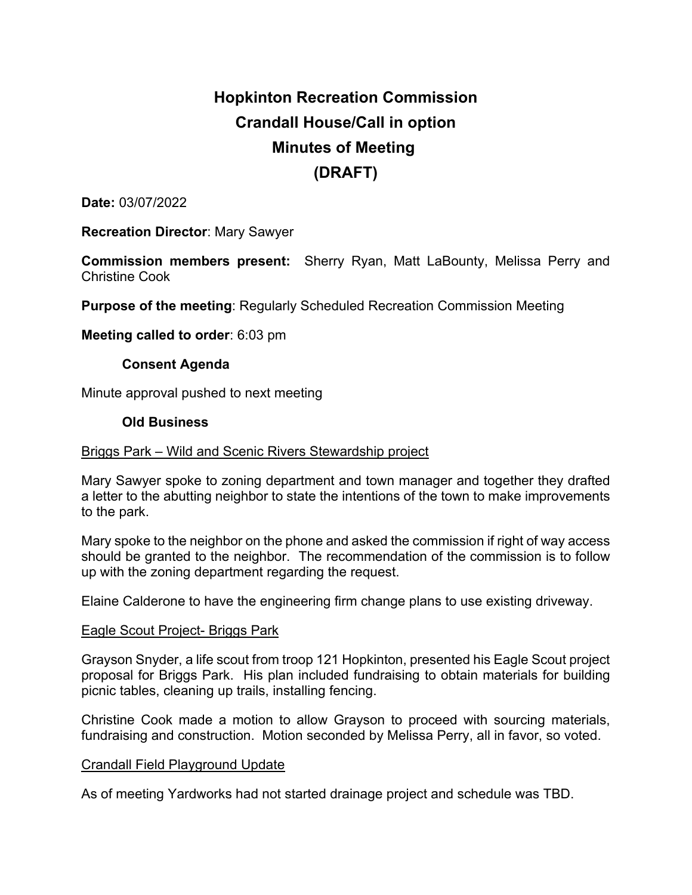# Hopkinton Recreation Commission
# Crandall House/Call in option
# Minutes of Meeting
# (DRAFT)

**Date:** 03/07/2022

**Recreation Director**: Mary Sawyer

**Commission members present:** Sherry Ryan, Matt LaBounty, Melissa Perry and Christine Cook

**Purpose of the meeting**: Regularly Scheduled Recreation Commission Meeting

**Meeting called to order**: 6:03 pm

## Consent Agenda

Minute approval pushed to next meeting

## Old Business

<u>Briggs Park – Wild and Scenic Rivers Stewardship project</u>

Mary Sawyer spoke to zoning department and town manager and together they drafted a letter to the abutting neighbor to state the intentions of the town to make improvements to the park.

Mary spoke to the neighbor on the phone and asked the commission if right of way access should be granted to the neighbor. The recommendation of the commission is to follow up with the zoning department regarding the request.

Elaine Calderone to have the engineering firm change plans to use existing driveway.

<u>Eagle Scout Project- Briggs Park</u>

Grayson Snyder, a life scout from troop 121 Hopkinton, presented his Eagle Scout project proposal for Briggs Park. His plan included fundraising to obtain materials for building picnic tables, cleaning up trails, installing fencing.

Christine Cook made a motion to allow Grayson to proceed with sourcing materials, fundraising and construction. Motion seconded by Melissa Perry, all in favor, so voted.

<u>Crandall Field Playground Update</u>

As of meeting Yardworks had not started drainage project and schedule was TBD.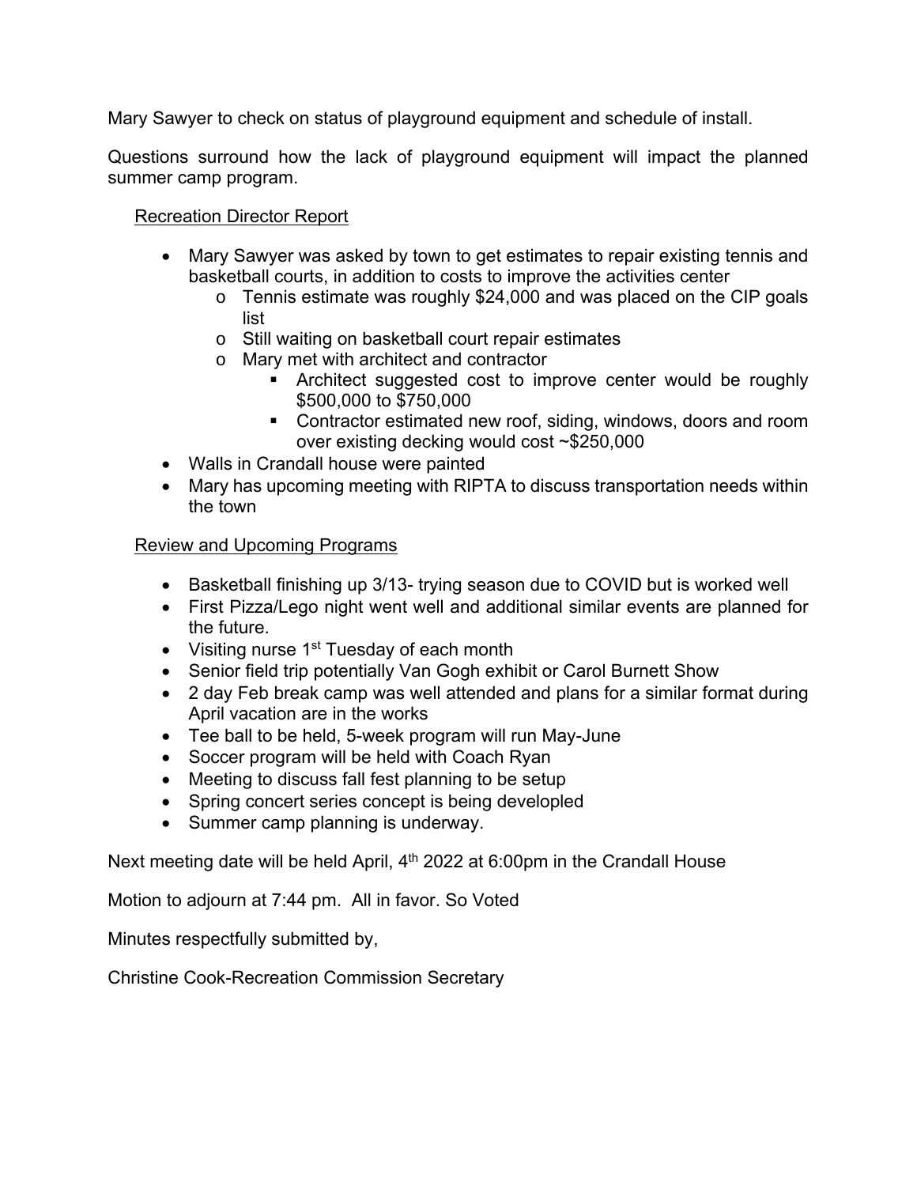Mary Sawyer to check on status of playground equipment and schedule of install.

Questions surround how the lack of playground equipment will impact the planned summer camp program.

Recreation Director Report

- Mary Sawyer was asked by town to get estimates to repair existing tennis and basketball courts, in addition to costs to improve the activities center
  - Tennis estimate was roughly $24,000 and was placed on the CIP goals list
  - Still waiting on basketball court repair estimates
  - Mary met with architect and contractor
    - Architect suggested cost to improve center would be roughly $500,000 to $750,000
    - Contractor estimated new roof, siding, windows, doors and room over existing decking would cost ~$250,000
- Walls in Crandall house were painted
- Mary has upcoming meeting with RIPTA to discuss transportation needs within the town

Review and Upcoming Programs

- Basketball finishing up 3/13- trying season due to COVID but is worked well
- First Pizza/Lego night went well and additional similar events are planned for the future.
- Visiting nurse 1st Tuesday of each month
- Senior field trip potentially Van Gogh exhibit or Carol Burnett Show
- 2 day Feb break camp was well attended and plans for a similar format during April vacation are in the works
- Tee ball to be held, 5-week program will run May-June
- Soccer program will be held with Coach Ryan
- Meeting to discuss fall fest planning to be setup
- Spring concert series concept is being developled
- Summer camp planning is underway.

Next meeting date will be held April, 4th 2022 at 6:00pm in the Crandall House

Motion to adjourn at 7:44 pm. All in favor. So Voted

Minutes respectfully submitted by,

Christine Cook-Recreation Commission Secretary